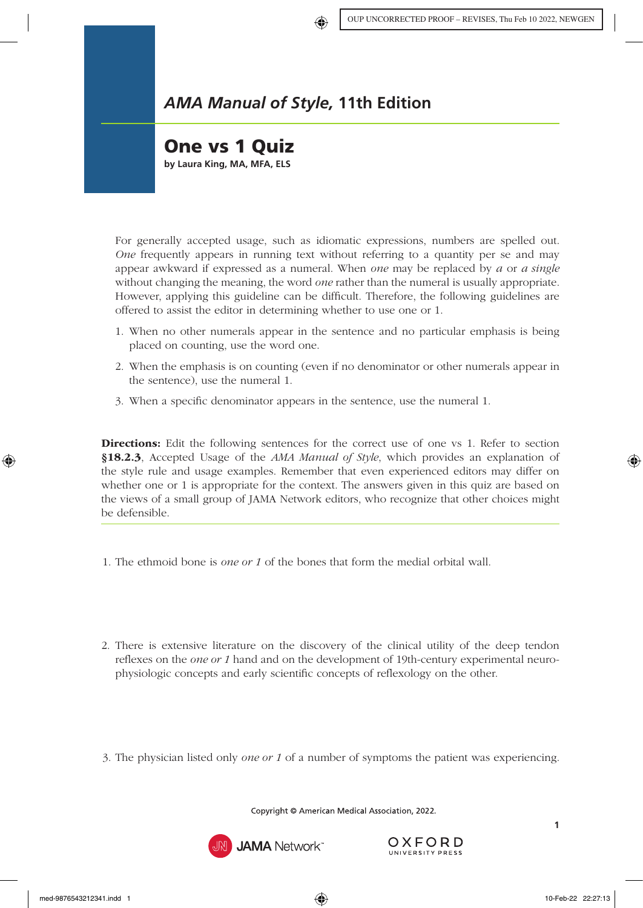## *AMA Manual of Style,* 11th Edition

# One vs 1 Quiz

**by Laura King, MA, MFA, ELS**

For generally accepted usage, such as idiomatic expressions, numbers are spelled out. *One* frequently appears in running text without referring to a quantity per se and may appear awkward if expressed as a numeral. When *one* may be replaced by *a* or *a single* without changing the meaning, the word *one* rather than the numeral is usually appropriate. However, applying this guideline can be difficult. Therefore, the following guidelines are offered to assist the editor in determining whether to use one or 1.

1. When no other numerals appear in the sentence and no particular emphasis is being placed on counting, use the word one.
2. When the emphasis is on counting (even if no denominator or other numerals appear in the sentence), use the numeral 1.
3. When a specific denominator appears in the sentence, use the numeral 1.

**Directions:** Edit the following sentences for the correct use of one vs 1. Refer to section **§18.2.3**, Accepted Usage of the *AMA Manual of Style*, which provides an explanation of the style rule and usage examples. Remember that even experienced editors may differ on whether one or 1 is appropriate for the context. The answers given in this quiz are based on the views of a small group of JAMA Network editors, who recognize that other choices might be defensible.

1. The ethmoid bone is *one or 1* of the bones that form the medial orbital wall.

2. There is extensive literature on the discovery of the clinical utility of the deep tendon reflexes on the *one or 1* hand and on the development of 19th-century experimental neurophysiologic concepts and early scientific concepts of reflexology on the other.

3. The physician listed only *one or 1* of a number of symptoms the patient was experiencing.

Copyright © American Medical Association, 2022.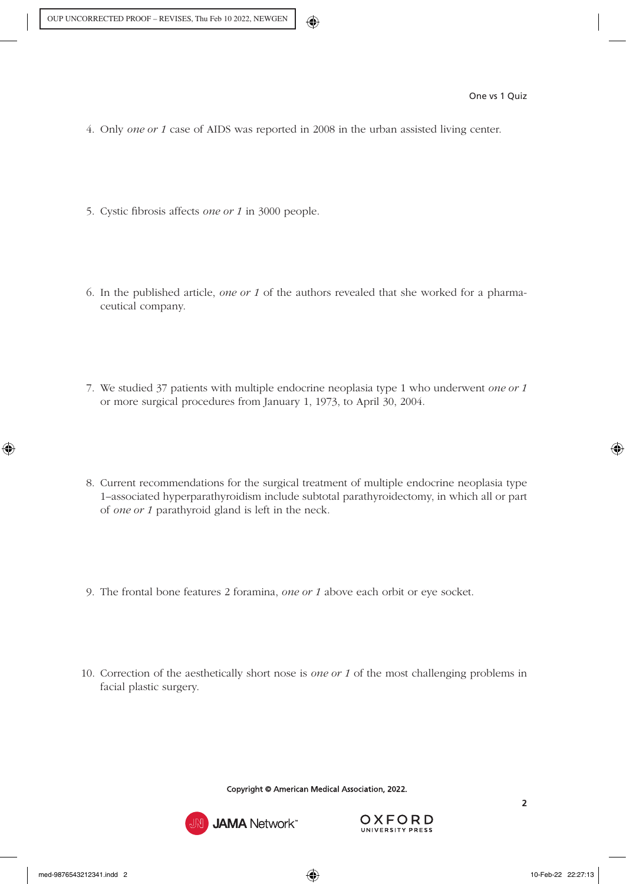4. Only *one or 1* case of AIDS was reported in 2008 in the urban assisted living center.

5. Cystic fibrosis affects *one or 1* in 3000 people.

6. In the published article, *one or 1* of the authors revealed that she worked for a pharmaceutical company.

7. We studied 37 patients with multiple endocrine neoplasia type 1 who underwent *one or 1* or more surgical procedures from January 1, 1973, to April 30, 2004.

8. Current recommendations for the surgical treatment of multiple endocrine neoplasia type 1–associated hyperparathyroidism include subtotal parathyroidectomy, in which all or part of *one or 1* parathyroid gland is left in the neck.

9. The frontal bone features 2 foramina, *one or 1* above each orbit or eye socket.

10. Correction of the aesthetically short nose is *one or 1* of the most challenging problems in facial plastic surgery.

Copyright © American Medical Association, 2022.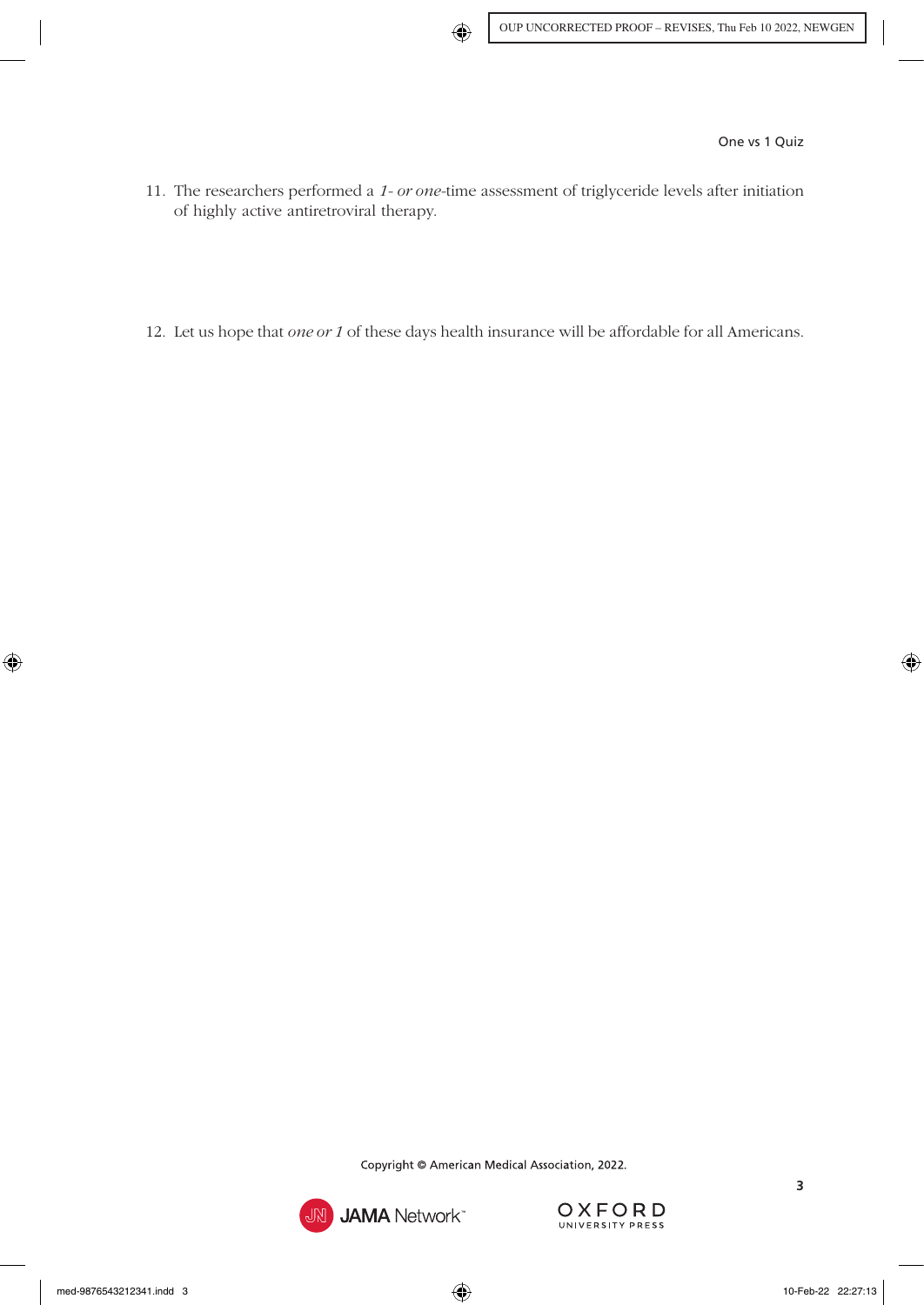11. The researchers performed a *1- or one*-time assessment of triglyceride levels after initiation of highly active antiretroviral therapy.

12. Let us hope that *one or 1* of these days health insurance will be affordable for all Americans.

Copyright © American Medical Association, 2022.